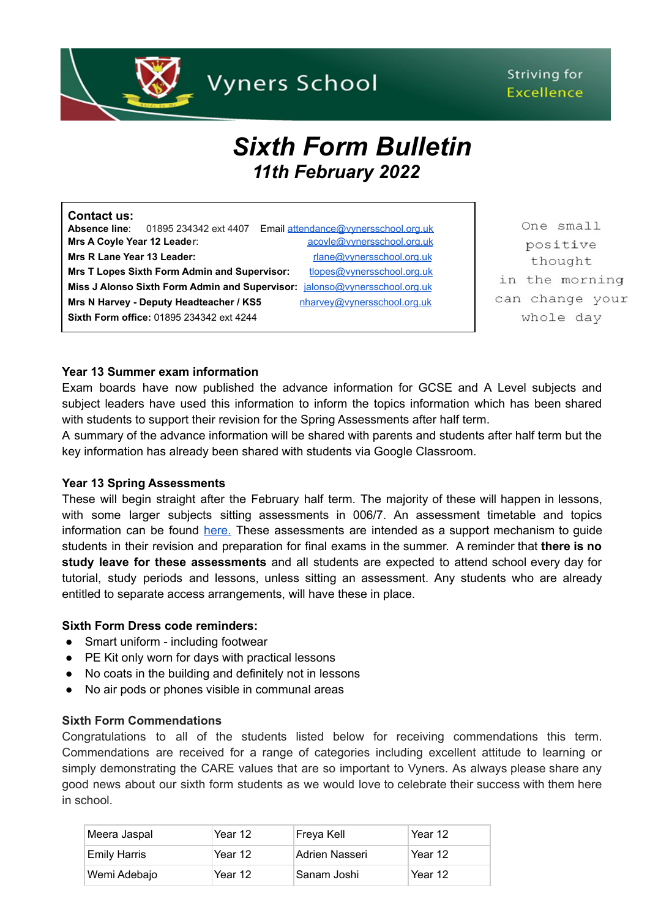Vyners School

Striving for Excellence

# Sixth Form Bulletin

## 11th February 2022

**Contact us:**
**Absence line**: 01895 234342 ext 4407 Email attendance@vynersschool.org.uk
**Mrs A Coyle Year 12 Leader**: acoyle@vynersschool.org.uk
**Mrs R Lane Year 13 Leader:** rlane@vynersschool.org.uk
**Mrs T Lopes Sixth Form Admin and Supervisor:** tlopes@vynersschool.org.uk
**Miss J Alonso Sixth Form Admin and Supervisor:** jalonso@vynersschool.org.uk
**Mrs N Harvey - Deputy Headteacher / KS5** nharvey@vynersschool.org.uk
**Sixth Form office:** 01895 234342 ext 4244

One small positive thought in the morning can change your whole day

### Year 13 Summer exam information

Exam boards have now published the advance information for GCSE and A Level subjects and subject leaders have used this information to inform the topics information which has been shared with students to support their revision for the Spring Assessments after half term.
A summary of the advance information will be shared with parents and students after half term but the key information has already been shared with students via Google Classroom.

### Year 13 Spring Assessments

These will begin straight after the February half term. The majority of these will happen in lessons, with some larger subjects sitting assessments in 006/7. An assessment timetable and topics information can be found here. These assessments are intended as a support mechanism to guide students in their revision and preparation for final exams in the summer. A reminder that **there is no study leave for these assessments** and all students are expected to attend school every day for tutorial, study periods and lessons, unless sitting an assessment. Any students who are already entitled to separate access arrangements, will have these in place.

### Sixth Form Dress code reminders:

- Smart uniform - including footwear
- PE Kit only worn for days with practical lessons
- No coats in the building and definitely not in lessons
- No air pods or phones visible in communal areas

### Sixth Form Commendations

Congratulations to all of the students listed below for receiving commendations this term. Commendations are received for a range of categories including excellent attitude to learning or simply demonstrating the CARE values that are so important to Vyners. As always please share any good news about our sixth form students as we would love to celebrate their success with them here in school.

| | | | |
|---|---|---|---|
| Meera Jaspal | Year 12 | Freya Kell | Year 12 |
| Emily Harris | Year 12 | Adrien Nasseri | Year 12 |
| Wemi Adebajo | Year 12 | Sanam Joshi | Year 12 |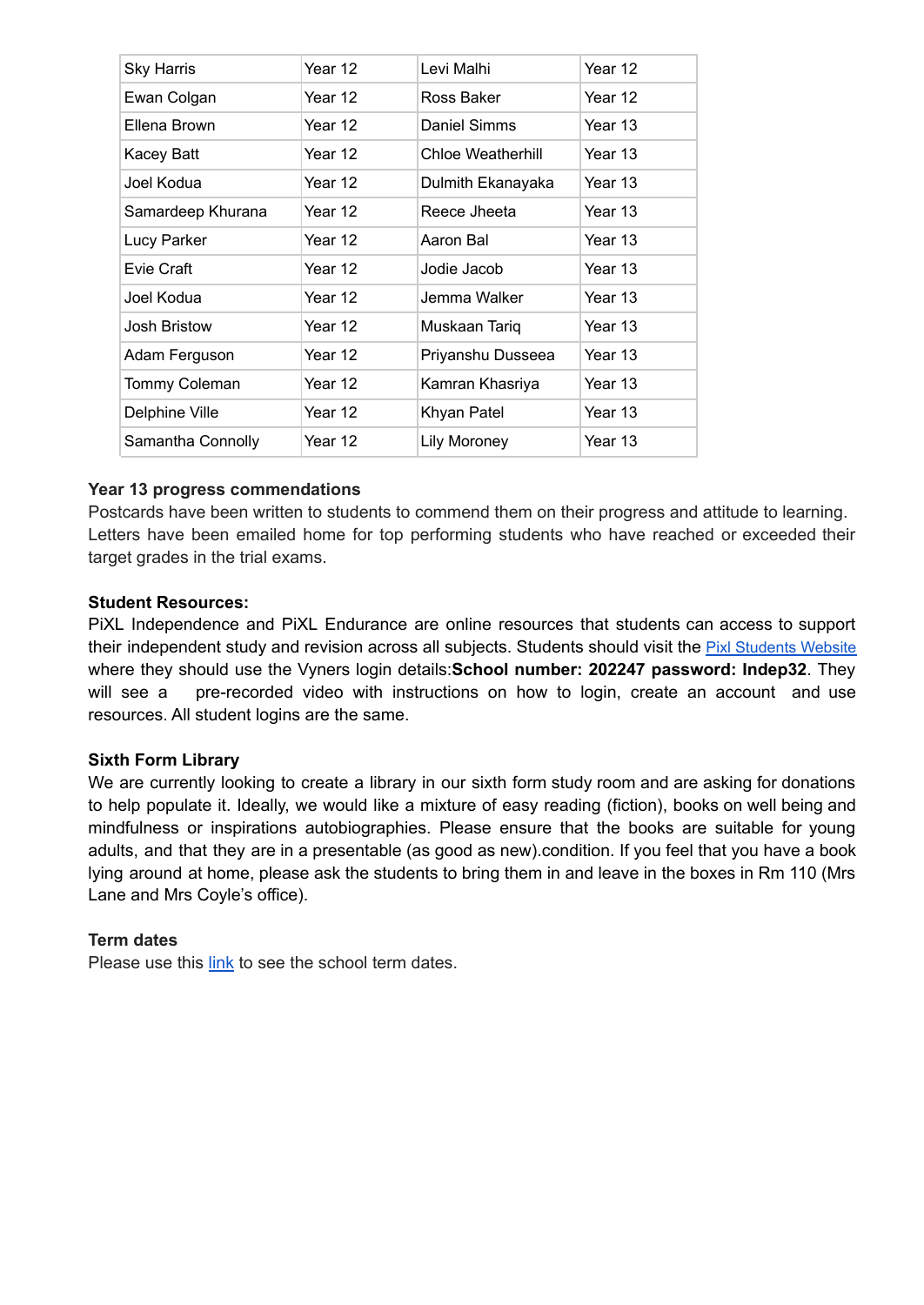| | | | |
|---|---|---|---|
| Sky Harris | Year 12 | Levi Malhi | Year 12 |
| Ewan Colgan | Year 12 | Ross Baker | Year 12 |
| Ellena Brown | Year 12 | Daniel Simms | Year 13 |
| Kacey Batt | Year 12 | Chloe Weatherhill | Year 13 |
| Joel Kodua | Year 12 | Dulmith Ekanayaka | Year 13 |
| Samardeep Khurana | Year 12 | Reece Jheeta | Year 13 |
| Lucy Parker | Year 12 | Aaron Bal | Year 13 |
| Evie Craft | Year 12 | Jodie Jacob | Year 13 |
| Joel Kodua | Year 12 | Jemma Walker | Year 13 |
| Josh Bristow | Year 12 | Muskaan Tariq | Year 13 |
| Adam Ferguson | Year 12 | Priyanshu Dusseea | Year 13 |
| Tommy Coleman | Year 12 | Kamran Khasriya | Year 13 |
| Delphine Ville | Year 12 | Khyan Patel | Year 13 |
| Samantha Connolly | Year 12 | Lily Moroney | Year 13 |

**Year 13 progress commendations**

Postcards have been written to students to commend them on their progress and attitude to learning. Letters have been emailed home for top performing students who have reached or exceeded their target grades in the trial exams.

**Student Resources:**

PiXL Independence and PiXL Endurance are online resources that students can access to support their independent study and revision across all subjects. Students should visit the Pixl Students Website where they should use the Vyners login details:**School number: 202247 password: Indep32**. They will see a pre-recorded video with instructions on how to login, create an account and use resources. All student logins are the same.

**Sixth Form Library**

We are currently looking to create a library in our sixth form study room and are asking for donations to help populate it. Ideally, we would like a mixture of easy reading (fiction), books on well being and mindfulness or inspirations autobiographies. Please ensure that the books are suitable for young adults, and that they are in a presentable (as good as new).condition. If you feel that you have a book lying around at home, please ask the students to bring them in and leave in the boxes in Rm 110 (Mrs Lane and Mrs Coyle's office).

**Term dates**

Please use this link to see the school term dates.